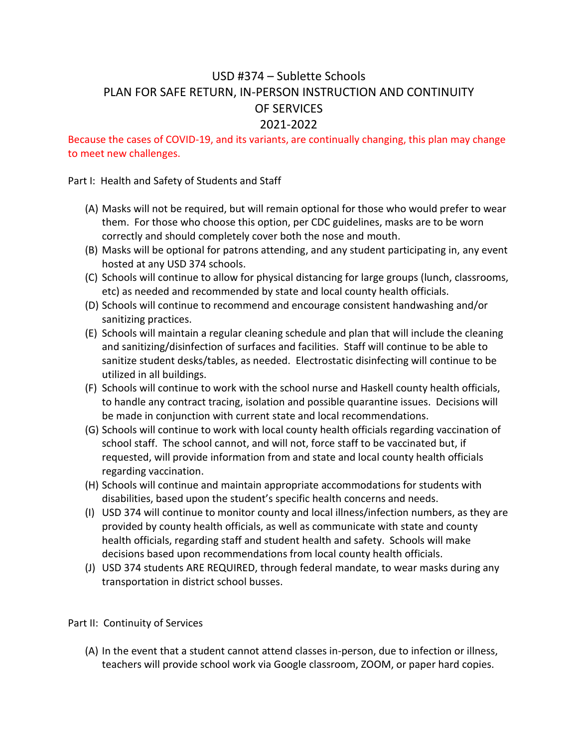# USD #374 – Sublette Schools
## PLAN FOR SAFE RETURN, IN-PERSON INSTRUCTION AND CONTINUITY OF SERVICES
## 2021-2022

Because the cases of COVID-19, and its variants, are continually changing, this plan may change to meet new challenges.

Part I: Health and Safety of Students and Staff

(A) Masks will not be required, but will remain optional for those who would prefer to wear them. For those who choose this option, per CDC guidelines, masks are to be worn correctly and should completely cover both the nose and mouth.

(B) Masks will be optional for patrons attending, and any student participating in, any event hosted at any USD 374 schools.

(C) Schools will continue to allow for physical distancing for large groups (lunch, classrooms, etc) as needed and recommended by state and local county health officials.

(D) Schools will continue to recommend and encourage consistent handwashing and/or sanitizing practices.

(E) Schools will maintain a regular cleaning schedule and plan that will include the cleaning and sanitizing/disinfection of surfaces and facilities. Staff will continue to be able to sanitize student desks/tables, as needed. Electrostatic disinfecting will continue to be utilized in all buildings.

(F) Schools will continue to work with the school nurse and Haskell county health officials, to handle any contract tracing, isolation and possible quarantine issues. Decisions will be made in conjunction with current state and local recommendations.

(G) Schools will continue to work with local county health officials regarding vaccination of school staff. The school cannot, and will not, force staff to be vaccinated but, if requested, will provide information from and state and local county health officials regarding vaccination.

(H) Schools will continue and maintain appropriate accommodations for students with disabilities, based upon the student's specific health concerns and needs.

(I) USD 374 will continue to monitor county and local illness/infection numbers, as they are provided by county health officials, as well as communicate with state and county health officials, regarding staff and student health and safety. Schools will make decisions based upon recommendations from local county health officials.

(J) USD 374 students ARE REQUIRED, through federal mandate, to wear masks during any transportation in district school busses.

Part II: Continuity of Services

(A) In the event that a student cannot attend classes in-person, due to infection or illness, teachers will provide school work via Google classroom, ZOOM, or paper hard copies.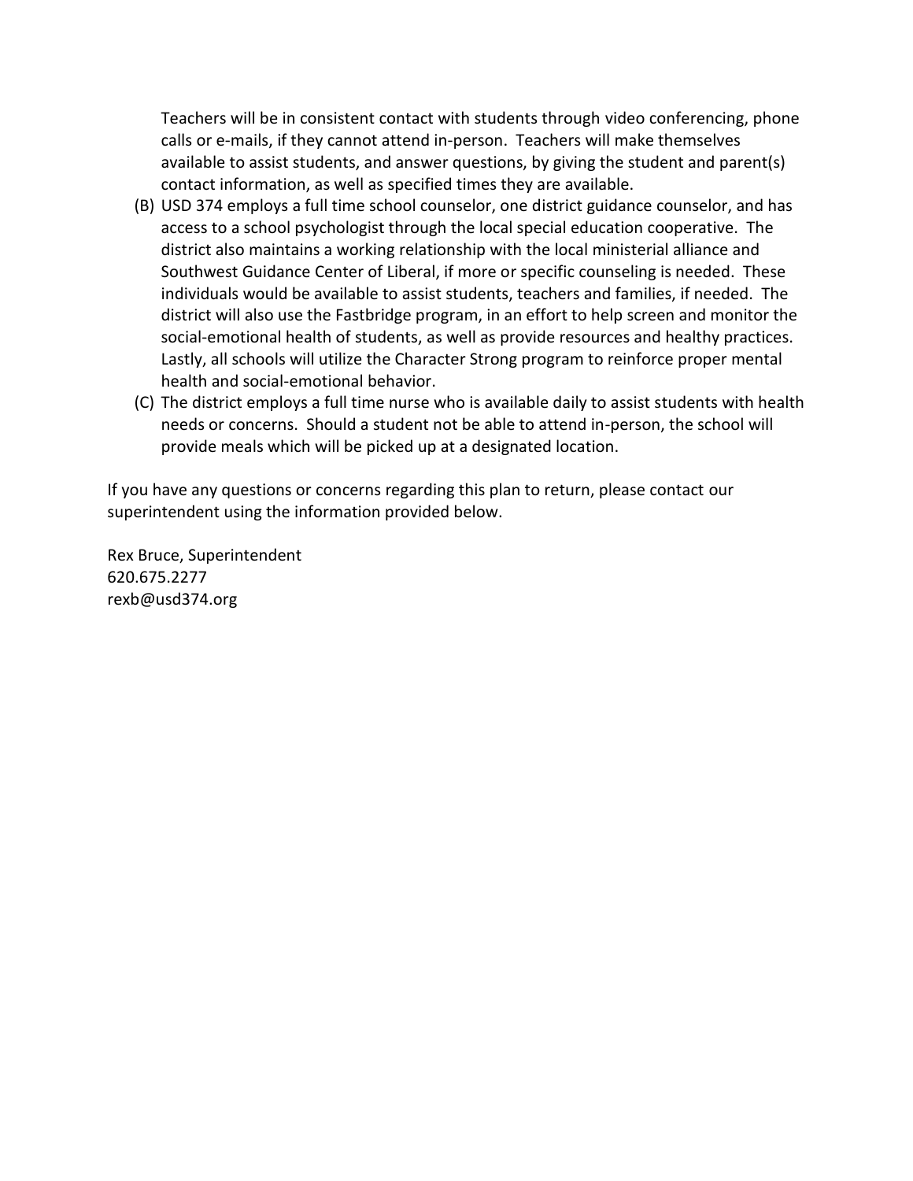Teachers will be in consistent contact with students through video conferencing, phone calls or e-mails, if they cannot attend in-person. Teachers will make themselves available to assist students, and answer questions, by giving the student and parent(s) contact information, as well as specified times they are available.

(B) USD 374 employs a full time school counselor, one district guidance counselor, and has access to a school psychologist through the local special education cooperative. The district also maintains a working relationship with the local ministerial alliance and Southwest Guidance Center of Liberal, if more or specific counseling is needed. These individuals would be available to assist students, teachers and families, if needed. The district will also use the Fastbridge program, in an effort to help screen and monitor the social-emotional health of students, as well as provide resources and healthy practices. Lastly, all schools will utilize the Character Strong program to reinforce proper mental health and social-emotional behavior.

(C) The district employs a full time nurse who is available daily to assist students with health needs or concerns. Should a student not be able to attend in-person, the school will provide meals which will be picked up at a designated location.

If you have any questions or concerns regarding this plan to return, please contact our superintendent using the information provided below.

Rex Bruce, Superintendent
620.675.2277
rexb@usd374.org